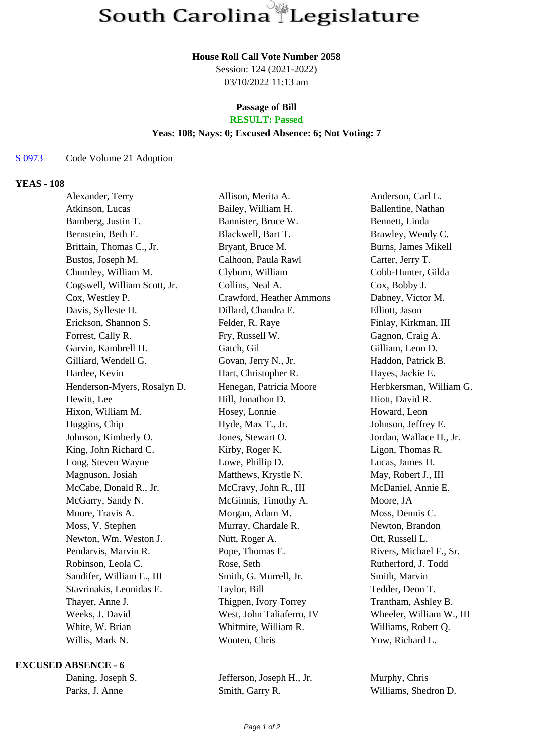# South Carolina Legislature

**House Roll Call Vote Number 2058**
Session: 124 (2021-2022)
03/10/2022 11:13 am

**Passage of Bill**
**RESULT: Passed**
**Yeas: 108; Nays: 0; Excused Absence: 6; Not Voting: 7**

S 0973 Code Volume 21 Adoption

## YEAS - 108

| | | |
|---|---|---|
| Alexander, Terry | Allison, Merita A. | Anderson, Carl L. |
| Atkinson, Lucas | Bailey, William H. | Ballentine, Nathan |
| Bamberg, Justin T. | Bannister, Bruce W. | Bennett, Linda |
| Bernstein, Beth E. | Blackwell, Bart T. | Brawley, Wendy C. |
| Brittain, Thomas C., Jr. | Bryant, Bruce M. | Burns, James Mikell |
| Bustos, Joseph M. | Calhoon, Paula Rawl | Carter, Jerry T. |
| Chumley, William M. | Clyburn, William | Cobb-Hunter, Gilda |
| Cogswell, William Scott, Jr. | Collins, Neal A. | Cox, Bobby J. |
| Cox, Westley P. | Crawford, Heather Ammons | Dabney, Victor M. |
| Davis, Sylleste H. | Dillard, Chandra E. | Elliott, Jason |
| Erickson, Shannon S. | Felder, R. Raye | Finlay, Kirkman, III |
| Forrest, Cally R. | Fry, Russell W. | Gagnon, Craig A. |
| Garvin, Kambrell H. | Gatch, Gil | Gilliam, Leon D. |
| Gilliard, Wendell G. | Govan, Jerry N., Jr. | Haddon, Patrick B. |
| Hardee, Kevin | Hart, Christopher R. | Hayes, Jackie E. |
| Henderson-Myers, Rosalyn D. | Henegan, Patricia Moore | Herbkersman, William G. |
| Hewitt, Lee | Hill, Jonathon D. | Hiott, David R. |
| Hixon, William M. | Hosey, Lonnie | Howard, Leon |
| Huggins, Chip | Hyde, Max T., Jr. | Johnson, Jeffrey E. |
| Johnson, Kimberly O. | Jones, Stewart O. | Jordan, Wallace H., Jr. |
| King, John Richard C. | Kirby, Roger K. | Ligon, Thomas R. |
| Long, Steven Wayne | Lowe, Phillip D. | Lucas, James H. |
| Magnuson, Josiah | Matthews, Krystle N. | May, Robert J., III |
| McCabe, Donald R., Jr. | McCravy, John R., III | McDaniel, Annie E. |
| McGarry, Sandy N. | McGinnis, Timothy A. | Moore, JA |
| Moore, Travis A. | Morgan, Adam M. | Moss, Dennis C. |
| Moss, V. Stephen | Murray, Chardale R. | Newton, Brandon |
| Newton, Wm. Weston J. | Nutt, Roger A. | Ott, Russell L. |
| Pendarvis, Marvin R. | Pope, Thomas E. | Rivers, Michael F., Sr. |
| Robinson, Leola C. | Rose, Seth | Rutherford, J. Todd |
| Sandifer, William E., III | Smith, G. Murrell, Jr. | Smith, Marvin |
| Stavrinakis, Leonidas E. | Taylor, Bill | Tedder, Deon T. |
| Thayer, Anne J. | Thigpen, Ivory Torrey | Trantham, Ashley B. |
| Weeks, J. David | West, John Taliaferro, IV | Wheeler, William W., III |
| White, W. Brian | Whitmire, William R. | Williams, Robert Q. |
| Willis, Mark N. | Wooten, Chris | Yow, Richard L. |

## EXCUSED ABSENCE - 6

| | | |
|---|---|---|
| Daning, Joseph S. | Jefferson, Joseph H., Jr. | Murphy, Chris |
| Parks, J. Anne | Smith, Garry R. | Williams, Shedron D. |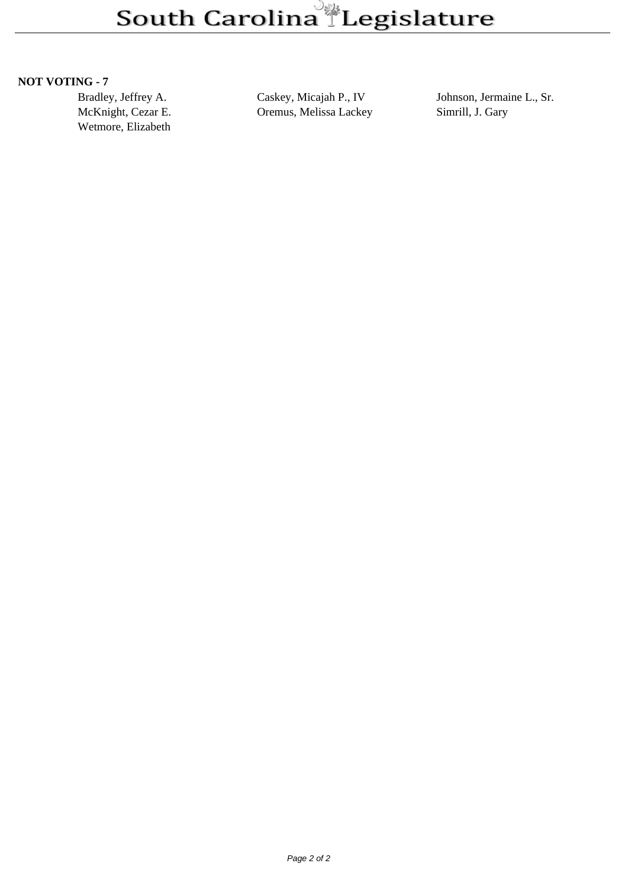**NOT VOTING - 7**

| | | |
|---|---|---|
| Bradley, Jeffrey A. | Caskey, Micajah P., IV | Johnson, Jermaine L., Sr. |
| McKnight, Cezar E. | Oremus, Melissa Lackey | Simrill, J. Gary |
| Wetmore, Elizabeth | | |